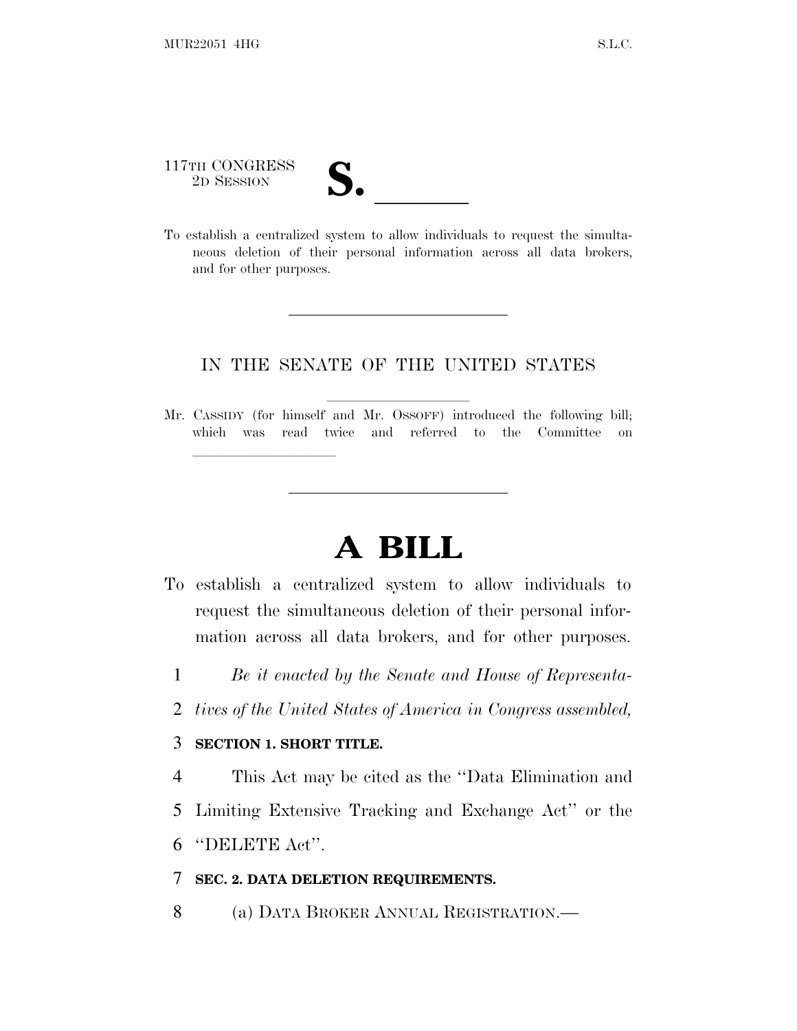117TH CONGRESS
2D SESSION

# S. \_\_\_\_\_\_

To establish a centralized system to allow individuals to request the simultaneous deletion of their personal information across all data brokers, and for other purposes.

---

IN THE SENATE OF THE UNITED STATES

Mr. CASSIDY (for himself and Mr. OSSOFF) introduced the following bill; which was read twice and referred to the Committee on \_\_\_\_\_\_\_\_\_\_\_\_\_\_\_\_

---

# A BILL

To establish a centralized system to allow individuals to request the simultaneous deletion of their personal information across all data brokers, and for other purposes.

1 *Be it enacted by the Senate and House of Representa-*
2 *tives of the United States of America in Congress assembled,*

3 **SECTION 1. SHORT TITLE.**

4 This Act may be cited as the ''Data Elimination and
5 Limiting Extensive Tracking and Exchange Act'' or the
6 ''DELETE Act''.

7 **SEC. 2. DATA DELETION REQUIREMENTS.**

8 (a) DATA BROKER ANNUAL REGISTRATION.—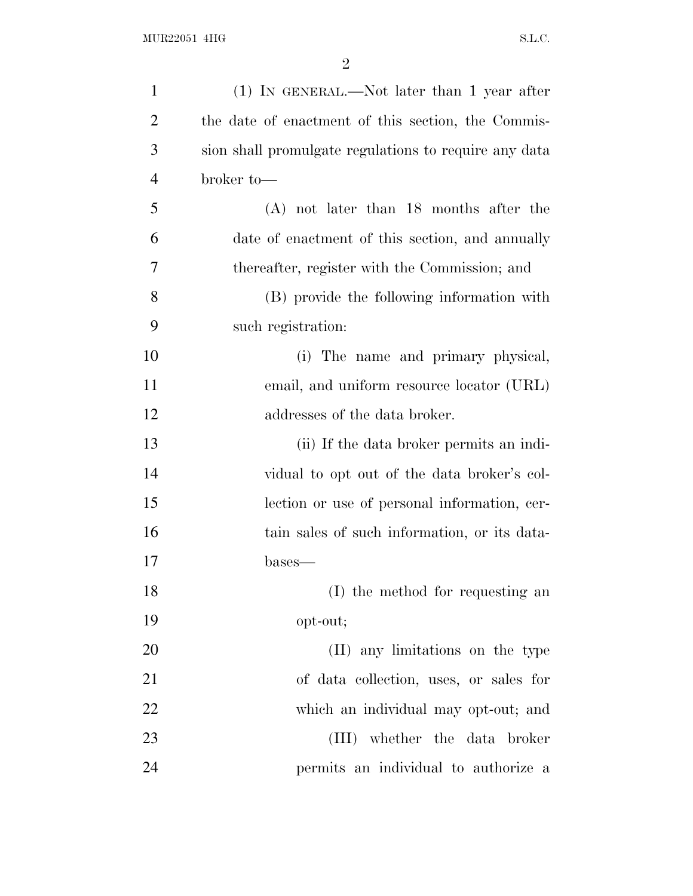(1) IN GENERAL.—Not later than 1 year after the date of enactment of this section, the Commission shall promulgate regulations to require any data broker to—

(A) not later than 18 months after the date of enactment of this section, and annually thereafter, register with the Commission; and

(B) provide the following information with such registration:

(i) The name and primary physical, email, and uniform resource locator (URL) addresses of the data broker.

(ii) If the data broker permits an individual to opt out of the data broker's collection or use of personal information, certain sales of such information, or its databases—

(I) the method for requesting an opt-out;

(II) any limitations on the type of data collection, uses, or sales for which an individual may opt-out; and

(III) whether the data broker permits an individual to authorize a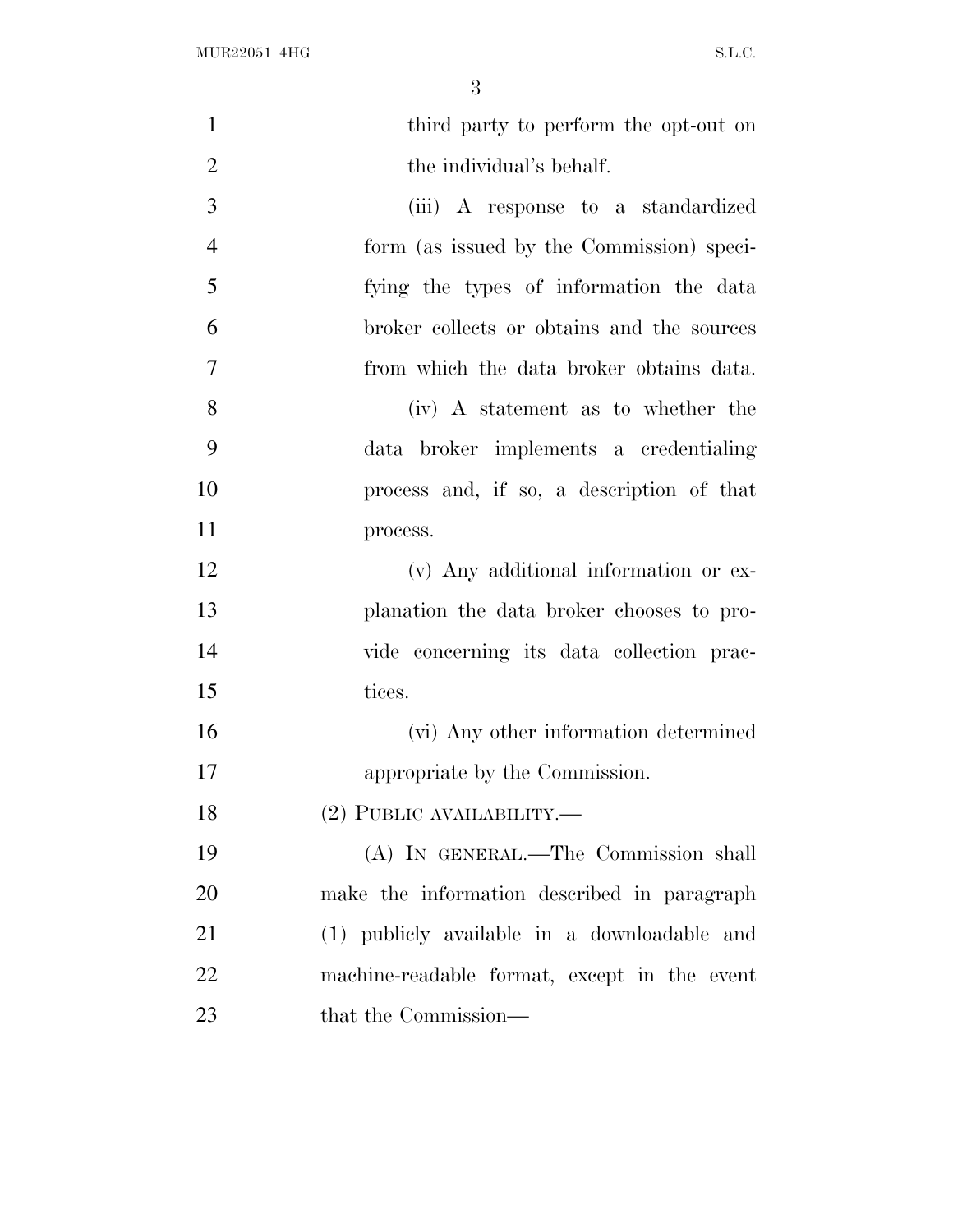third party to perform the opt-out on the individual's behalf.

(iii) A response to a standardized form (as issued by the Commission) specifying the types of information the data broker collects or obtains and the sources from which the data broker obtains data.

(iv) A statement as to whether the data broker implements a credentialing process and, if so, a description of that process.

(v) Any additional information or explanation the data broker chooses to provide concerning its data collection practices.

(vi) Any other information determined appropriate by the Commission.

(2) PUBLIC AVAILABILITY.—

(A) IN GENERAL.—The Commission shall make the information described in paragraph (1) publicly available in a downloadable and machine-readable format, except in the event that the Commission—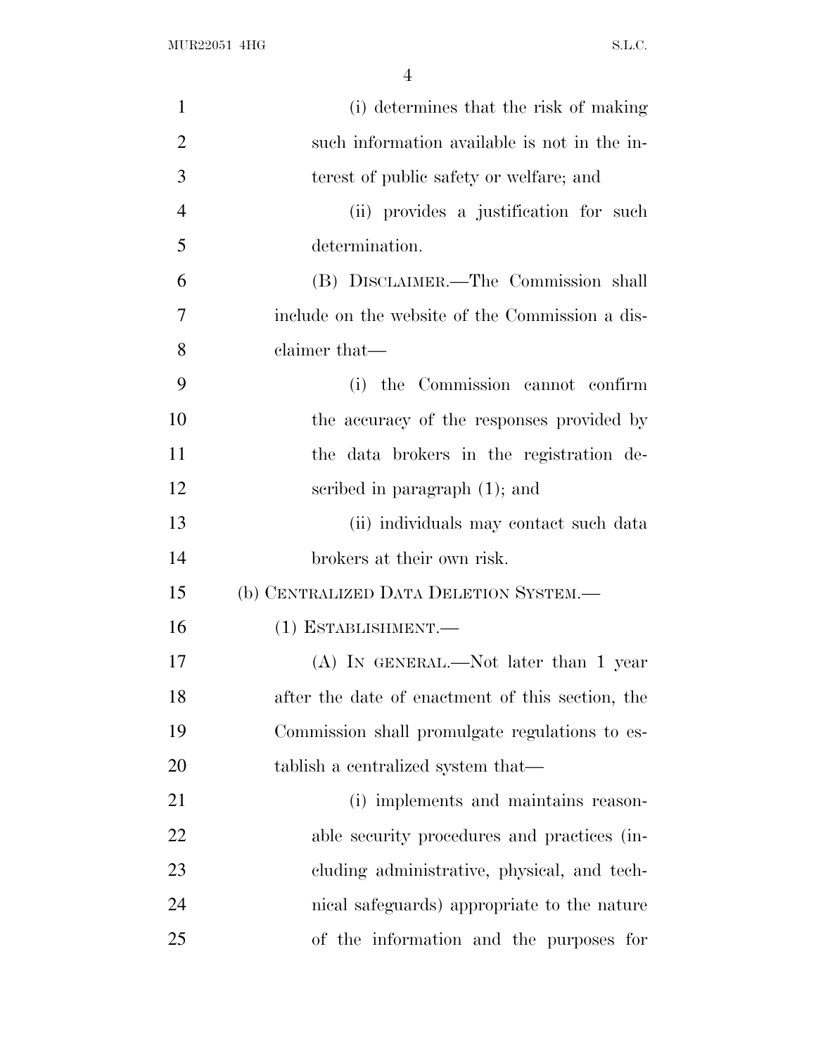(i) determines that the risk of making such information available is not in the interest of public safety or welfare; and

(ii) provides a justification for such determination.

(B) DISCLAIMER.—The Commission shall include on the website of the Commission a disclaimer that—

(i) the Commission cannot confirm the accuracy of the responses provided by the data brokers in the registration described in paragraph (1); and

(ii) individuals may contact such data brokers at their own risk.

(b) CENTRALIZED DATA DELETION SYSTEM.—

(1) ESTABLISHMENT.—

(A) IN GENERAL.—Not later than 1 year after the date of enactment of this section, the Commission shall promulgate regulations to establish a centralized system that—

(i) implements and maintains reasonable security procedures and practices (including administrative, physical, and technical safeguards) appropriate to the nature of the information and the purposes for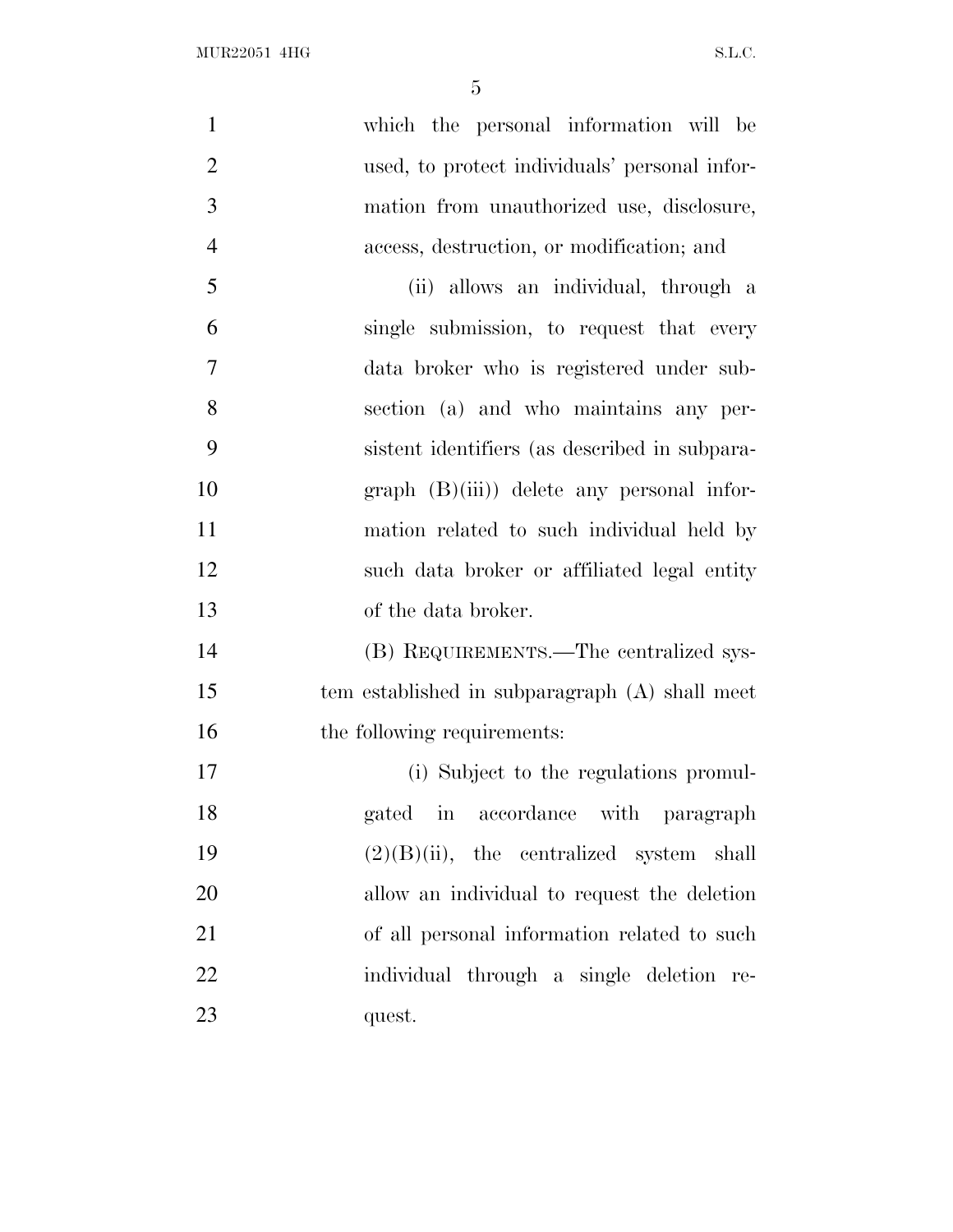which the personal information will be used, to protect individuals' personal information from unauthorized use, disclosure, access, destruction, or modification; and

(ii) allows an individual, through a single submission, to request that every data broker who is registered under subsection (a) and who maintains any persistent identifiers (as described in subparagraph (B)(iii)) delete any personal information related to such individual held by such data broker or affiliated legal entity of the data broker.

(B) REQUIREMENTS.—The centralized system established in subparagraph (A) shall meet the following requirements:

(i) Subject to the regulations promulgated in accordance with paragraph (2)(B)(ii), the centralized system shall allow an individual to request the deletion of all personal information related to such individual through a single deletion request.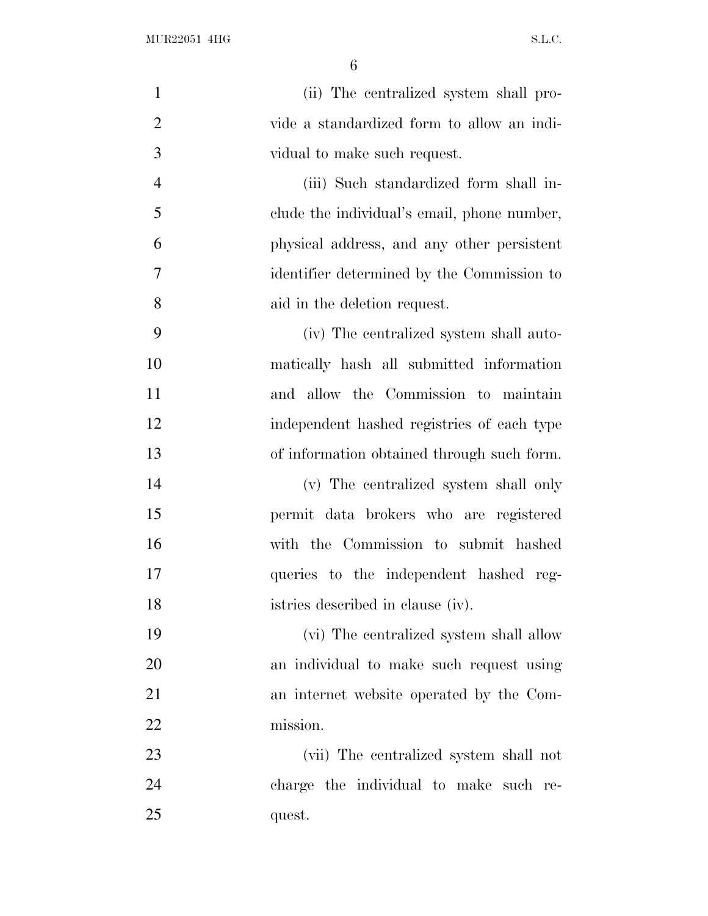(ii) The centralized system shall provide a standardized form to allow an individual to make such request.

(iii) Such standardized form shall include the individual's email, phone number, physical address, and any other persistent identifier determined by the Commission to aid in the deletion request.

(iv) The centralized system shall automatically hash all submitted information and allow the Commission to maintain independent hashed registries of each type of information obtained through such form.

(v) The centralized system shall only permit data brokers who are registered with the Commission to submit hashed queries to the independent hashed registries described in clause (iv).

(vi) The centralized system shall allow an individual to make such request using an internet website operated by the Commission.

(vii) The centralized system shall not charge the individual to make such request.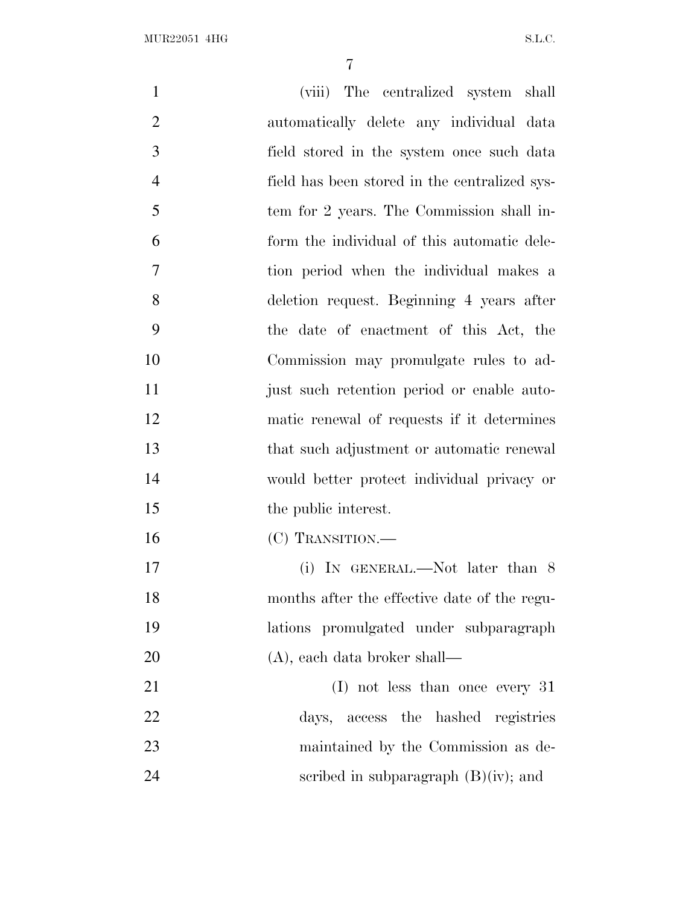(viii) The centralized system shall automatically delete any individual data field stored in the system once such data field has been stored in the centralized system for 2 years. The Commission shall inform the individual of this automatic deletion period when the individual makes a deletion request. Beginning 4 years after the date of enactment of this Act, the Commission may promulgate rules to adjust such retention period or enable automatic renewal of requests if it determines that such adjustment or automatic renewal would better protect individual privacy or the public interest.

(C) TRANSITION.—

(i) IN GENERAL.—Not later than 8 months after the effective date of the regulations promulgated under subparagraph (A), each data broker shall—

(I) not less than once every 31 days, access the hashed registries maintained by the Commission as described in subparagraph (B)(iv); and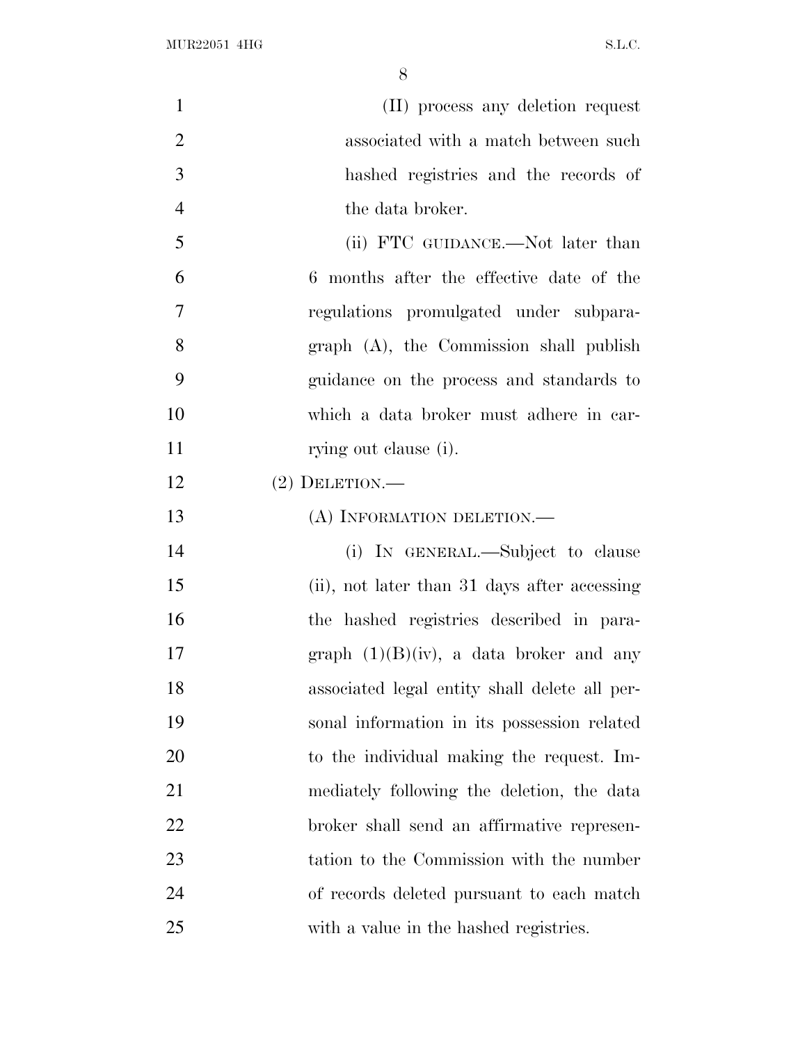(II) process any deletion request associated with a match between such hashed registries and the records of the data broker.

(ii) FTC GUIDANCE.—Not later than 6 months after the effective date of the regulations promulgated under subparagraph (A), the Commission shall publish guidance on the process and standards to which a data broker must adhere in carrying out clause (i).

(2) DELETION.—

(A) INFORMATION DELETION.—

(i) IN GENERAL.—Subject to clause (ii), not later than 31 days after accessing the hashed registries described in paragraph (1)(B)(iv), a data broker and any associated legal entity shall delete all personal information in its possession related to the individual making the request. Immediately following the deletion, the data broker shall send an affirmative representation to the Commission with the number of records deleted pursuant to each match with a value in the hashed registries.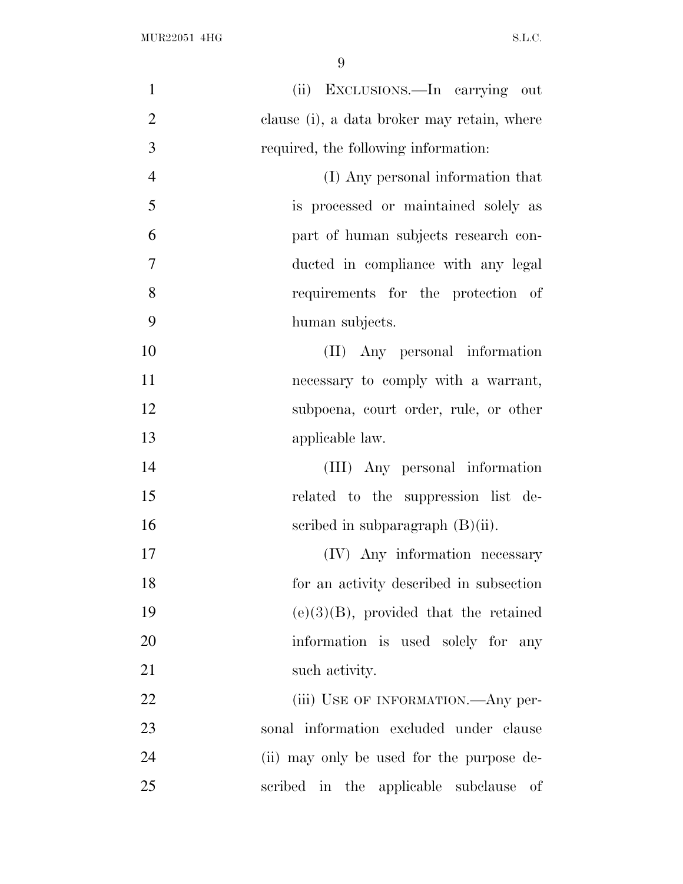(ii) EXCLUSIONS.—In carrying out clause (i), a data broker may retain, where required, the following information:

(I) Any personal information that is processed or maintained solely as part of human subjects research conducted in compliance with any legal requirements for the protection of human subjects.

(II) Any personal information necessary to comply with a warrant, subpoena, court order, rule, or other applicable law.

(III) Any personal information related to the suppression list described in subparagraph (B)(ii).

(IV) Any information necessary for an activity described in subsection (e)(3)(B), provided that the retained information is used solely for any such activity.

(iii) USE OF INFORMATION.—Any personal information excluded under clause (ii) may only be used for the purpose described in the applicable subclause of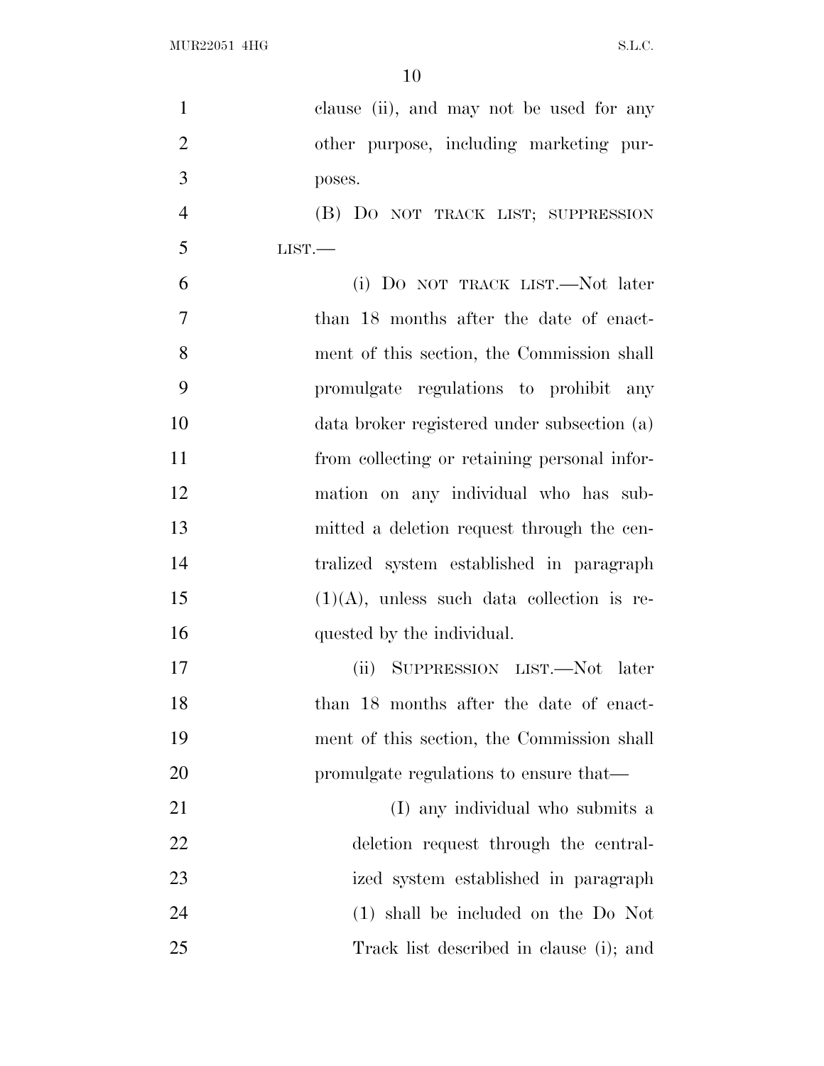clause (ii), and may not be used for any other purpose, including marketing purposes.

(B) DO NOT TRACK LIST; SUPPRESSION LIST.—

(i) DO NOT TRACK LIST.—Not later than 18 months after the date of enactment of this section, the Commission shall promulgate regulations to prohibit any data broker registered under subsection (a) from collecting or retaining personal information on any individual who has submitted a deletion request through the centralized system established in paragraph (1)(A), unless such data collection is requested by the individual.

(ii) SUPPRESSION LIST.—Not later than 18 months after the date of enactment of this section, the Commission shall promulgate regulations to ensure that—

(I) any individual who submits a deletion request through the centralized system established in paragraph (1) shall be included on the Do Not Track list described in clause (i); and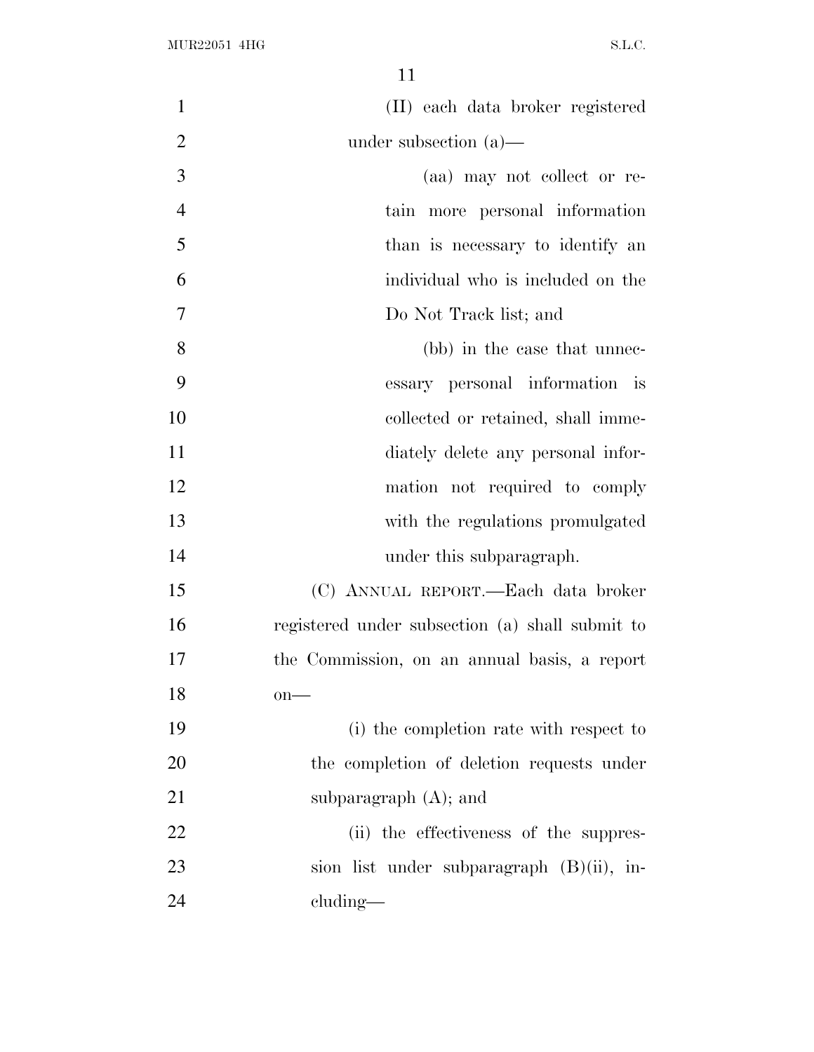(II) each data broker registered under subsection (a)—

(aa) may not collect or retain more personal information than is necessary to identify an individual who is included on the Do Not Track list; and

(bb) in the case that unnecessary personal information is collected or retained, shall immediately delete any personal information not required to comply with the regulations promulgated under this subparagraph.

(C) ANNUAL REPORT.—Each data broker registered under subsection (a) shall submit to the Commission, on an annual basis, a report on—

(i) the completion rate with respect to the completion of deletion requests under subparagraph (A); and

(ii) the effectiveness of the suppression list under subparagraph (B)(ii), including—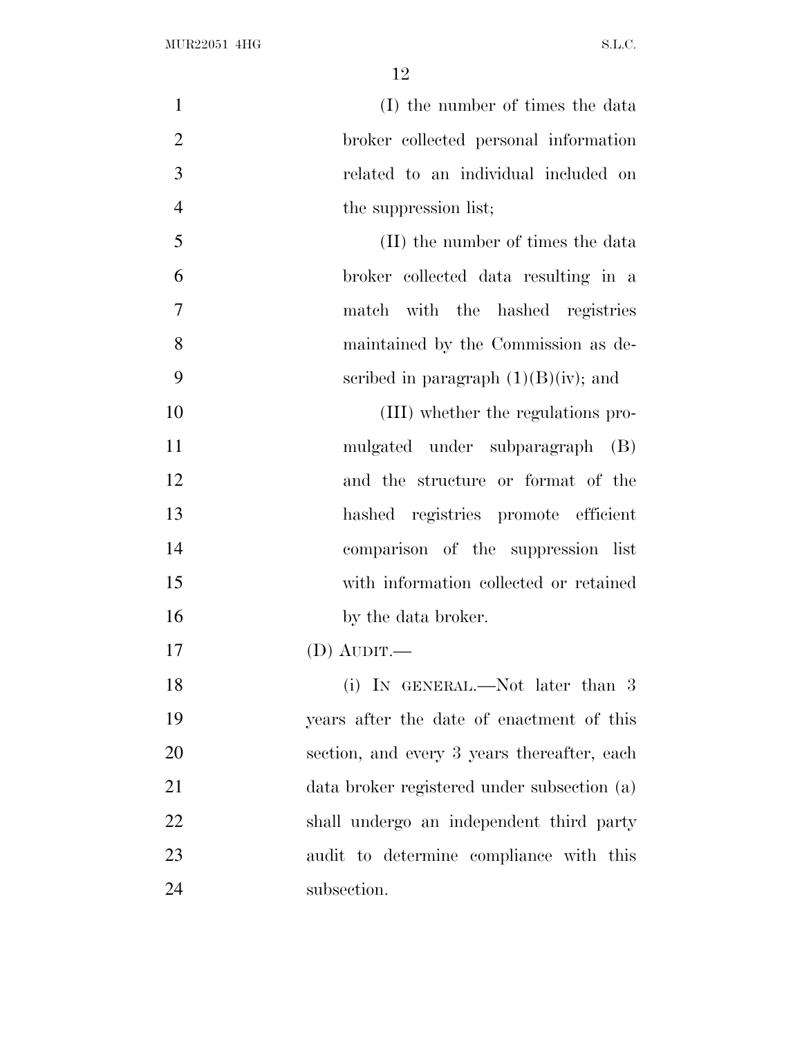(I) the number of times the data broker collected personal information related to an individual included on the suppression list;

(II) the number of times the data broker collected data resulting in a match with the hashed registries maintained by the Commission as described in paragraph (1)(B)(iv); and

(III) whether the regulations promulgated under subparagraph (B) and the structure or format of the hashed registries promote efficient comparison of the suppression list with information collected or retained by the data broker.

(D) AUDIT.—

(i) IN GENERAL.—Not later than 3 years after the date of enactment of this section, and every 3 years thereafter, each data broker registered under subsection (a) shall undergo an independent third party audit to determine compliance with this subsection.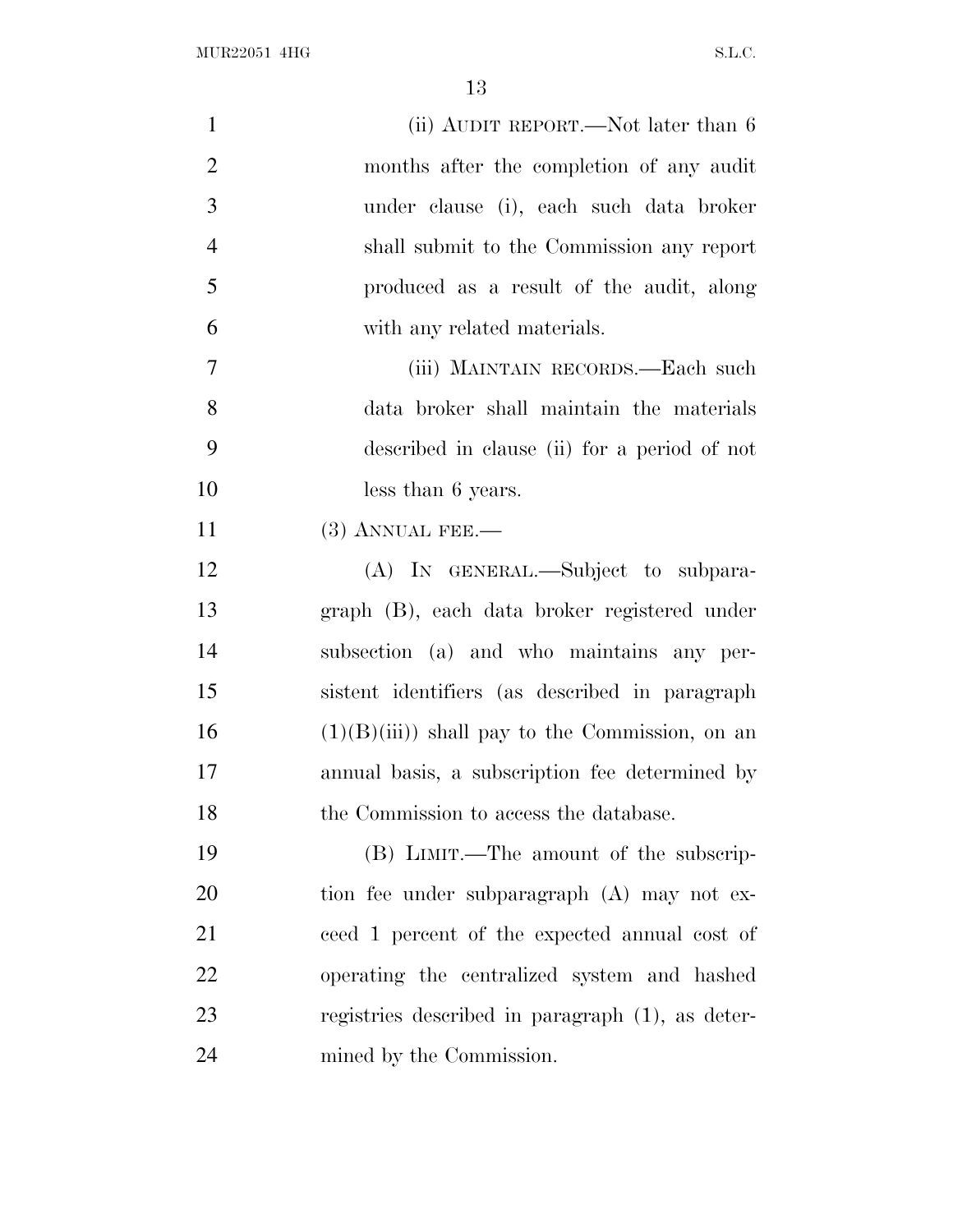(ii) AUDIT REPORT.—Not later than 6 months after the completion of any audit under clause (i), each such data broker shall submit to the Commission any report produced as a result of the audit, along with any related materials.

(iii) MAINTAIN RECORDS.—Each such data broker shall maintain the materials described in clause (ii) for a period of not less than 6 years.

(3) ANNUAL FEE.—

(A) IN GENERAL.—Subject to subparagraph (B), each data broker registered under subsection (a) and who maintains any persistent identifiers (as described in paragraph (1)(B)(iii)) shall pay to the Commission, on an annual basis, a subscription fee determined by the Commission to access the database.

(B) LIMIT.—The amount of the subscription fee under subparagraph (A) may not exceed 1 percent of the expected annual cost of operating the centralized system and hashed registries described in paragraph (1), as determined by the Commission.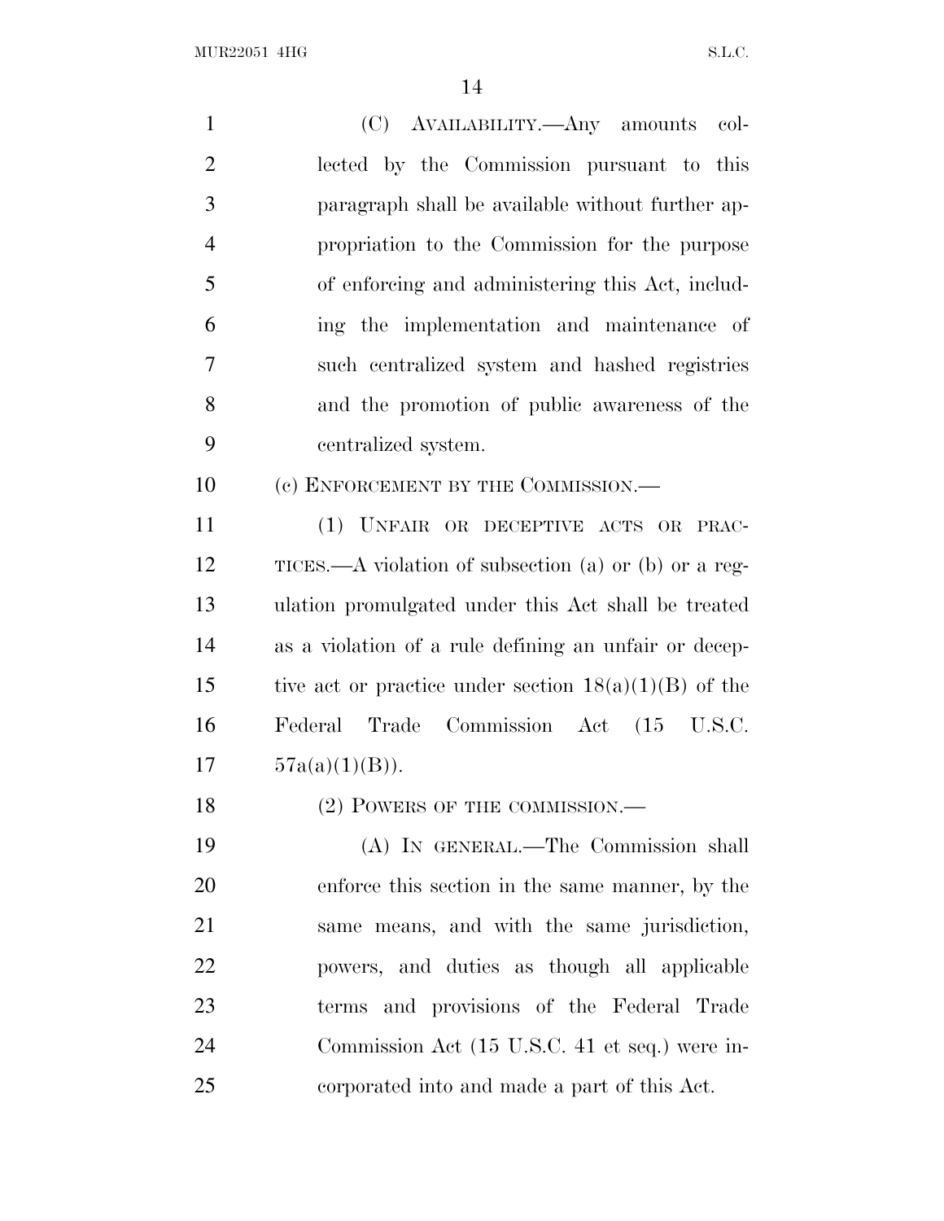(C) AVAILABILITY.—Any amounts collected by the Commission pursuant to this paragraph shall be available without further appropriation to the Commission for the purpose of enforcing and administering this Act, including the implementation and maintenance of such centralized system and hashed registries and the promotion of public awareness of the centralized system.

(c) ENFORCEMENT BY THE COMMISSION.—

(1) UNFAIR OR DECEPTIVE ACTS OR PRACTICES.—A violation of subsection (a) or (b) or a regulation promulgated under this Act shall be treated as a violation of a rule defining an unfair or deceptive act or practice under section 18(a)(1)(B) of the Federal Trade Commission Act (15 U.S.C. 57a(a)(1)(B)).

(2) POWERS OF THE COMMISSION.—

(A) IN GENERAL.—The Commission shall enforce this section in the same manner, by the same means, and with the same jurisdiction, powers, and duties as though all applicable terms and provisions of the Federal Trade Commission Act (15 U.S.C. 41 et seq.) were incorporated into and made a part of this Act.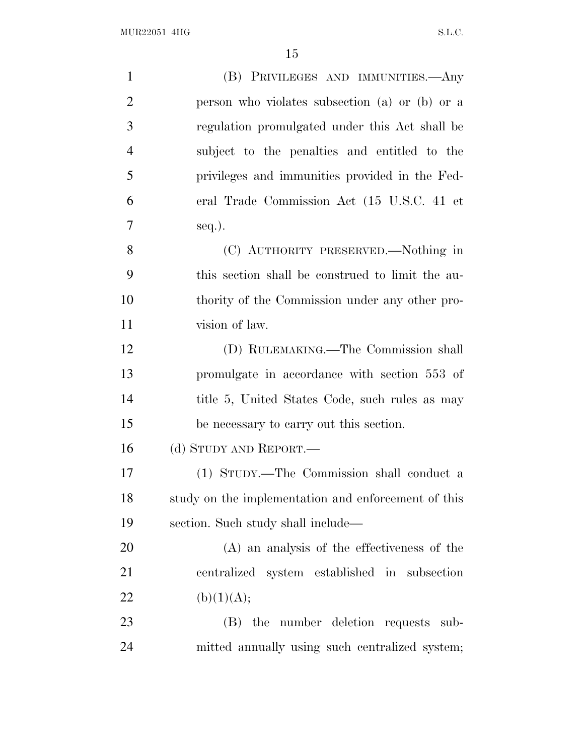(B) PRIVILEGES AND IMMUNITIES.—Any person who violates subsection (a) or (b) or a regulation promulgated under this Act shall be subject to the penalties and entitled to the privileges and immunities provided in the Federal Trade Commission Act (15 U.S.C. 41 et seq.).

(C) AUTHORITY PRESERVED.—Nothing in this section shall be construed to limit the authority of the Commission under any other provision of law.

(D) RULEMAKING.—The Commission shall promulgate in accordance with section 553 of title 5, United States Code, such rules as may be necessary to carry out this section.

(d) STUDY AND REPORT.—

(1) STUDY.—The Commission shall conduct a study on the implementation and enforcement of this section. Such study shall include—

(A) an analysis of the effectiveness of the centralized system established in subsection (b)(1)(A);

(B) the number deletion requests submitted annually using such centralized system;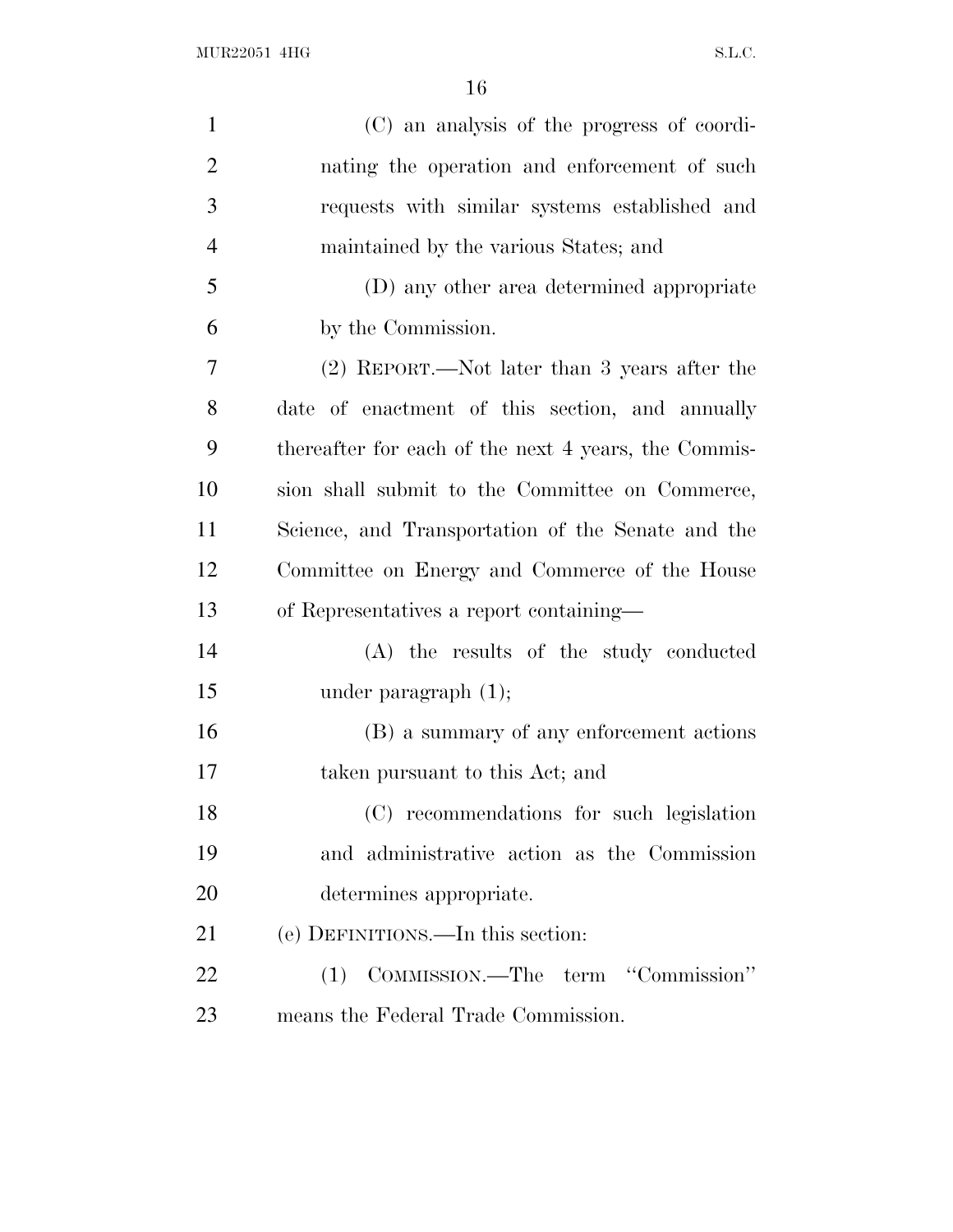(C) an analysis of the progress of coordinating the operation and enforcement of such requests with similar systems established and maintained by the various States; and

(D) any other area determined appropriate by the Commission.

(2) REPORT.—Not later than 3 years after the date of enactment of this section, and annually thereafter for each of the next 4 years, the Commission shall submit to the Committee on Commerce, Science, and Transportation of the Senate and the Committee on Energy and Commerce of the House of Representatives a report containing—

(A) the results of the study conducted under paragraph (1);

(B) a summary of any enforcement actions taken pursuant to this Act; and

(C) recommendations for such legislation and administrative action as the Commission determines appropriate.

(e) DEFINITIONS.—In this section:

(1) COMMISSION.—The term ''Commission'' means the Federal Trade Commission.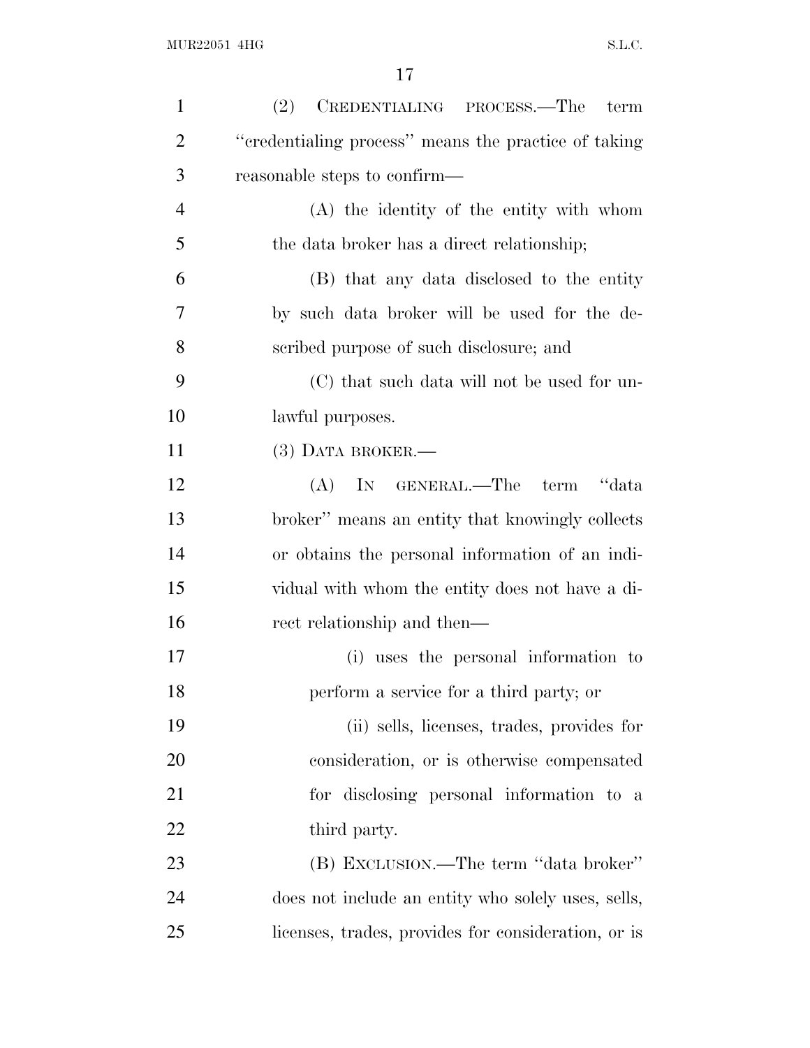(2) CREDENTIALING PROCESS.—The term "credentialing process" means the practice of taking reasonable steps to confirm—

(A) the identity of the entity with whom the data broker has a direct relationship;

(B) that any data disclosed to the entity by such data broker will be used for the described purpose of such disclosure; and

(C) that such data will not be used for unlawful purposes.

(3) DATA BROKER.—

(A) IN GENERAL.—The term "data broker" means an entity that knowingly collects or obtains the personal information of an individual with whom the entity does not have a direct relationship and then—

(i) uses the personal information to perform a service for a third party; or

(ii) sells, licenses, trades, provides for consideration, or is otherwise compensated for disclosing personal information to a third party.

(B) EXCLUSION.—The term "data broker" does not include an entity who solely uses, sells, licenses, trades, provides for consideration, or is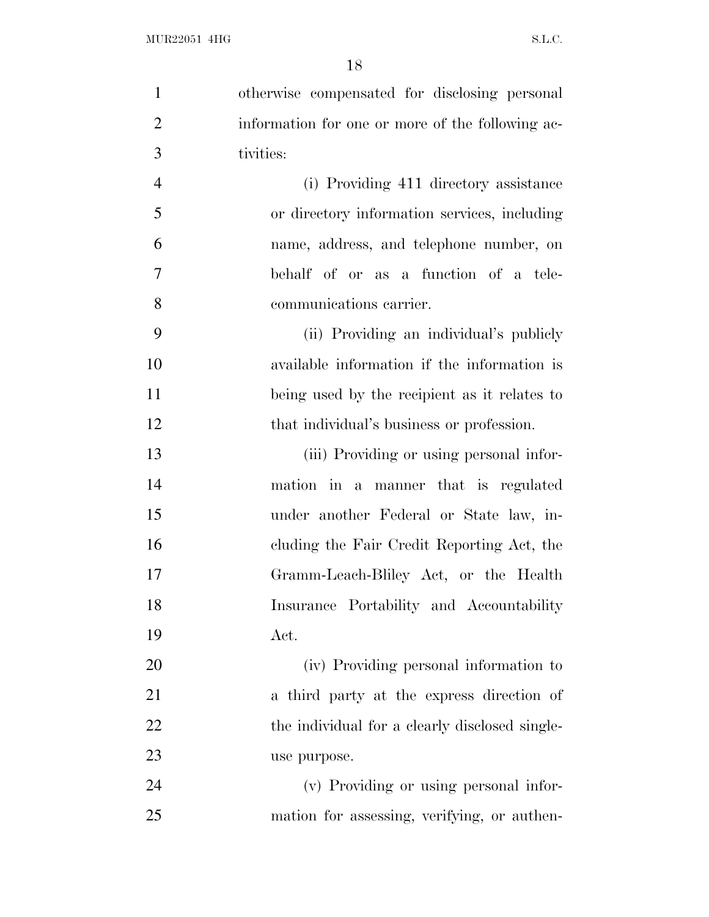otherwise compensated for disclosing personal information for one or more of the following activities:

(i) Providing 411 directory assistance or directory information services, including name, address, and telephone number, on behalf of or as a function of a telecommunications carrier.

(ii) Providing an individual's publicly available information if the information is being used by the recipient as it relates to that individual's business or profession.

(iii) Providing or using personal information in a manner that is regulated under another Federal or State law, including the Fair Credit Reporting Act, the Gramm-Leach-Bliley Act, or the Health Insurance Portability and Accountability Act.

(iv) Providing personal information to a third party at the express direction of the individual for a clearly disclosed single-use purpose.

(v) Providing or using personal information for assessing, verifying, or authen-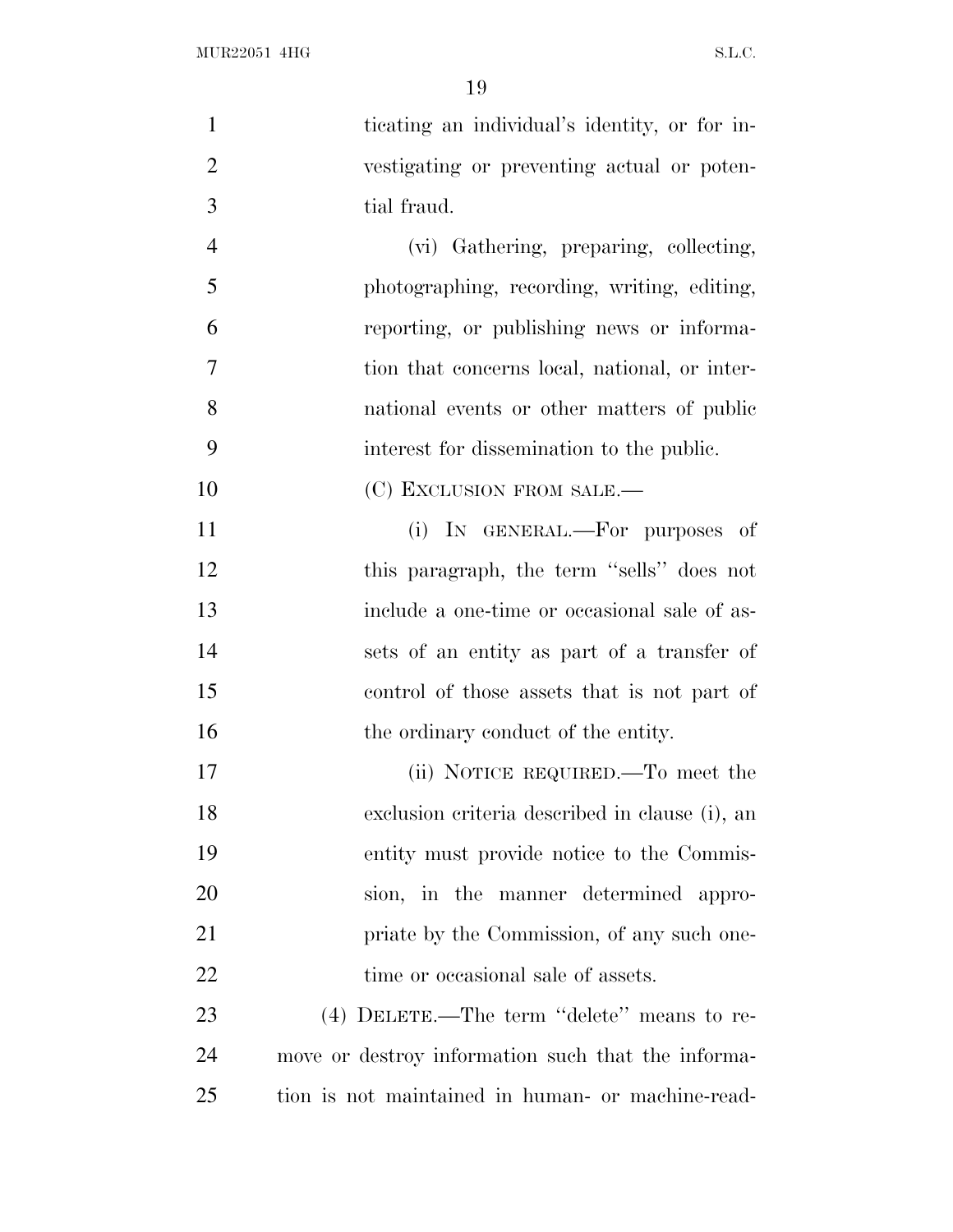ticating an individual's identity, or for investigating or preventing actual or potential fraud.

(vi) Gathering, preparing, collecting, photographing, recording, writing, editing, reporting, or publishing news or information that concerns local, national, or international events or other matters of public interest for dissemination to the public.

(C) EXCLUSION FROM SALE.—

(i) IN GENERAL.—For purposes of this paragraph, the term "sells" does not include a one-time or occasional sale of assets of an entity as part of a transfer of control of those assets that is not part of the ordinary conduct of the entity.

(ii) NOTICE REQUIRED.—To meet the exclusion criteria described in clause (i), an entity must provide notice to the Commission, in the manner determined appropriate by the Commission, of any such one-time or occasional sale of assets.

(4) DELETE.—The term "delete" means to remove or destroy information such that the information is not maintained in human- or machine-read-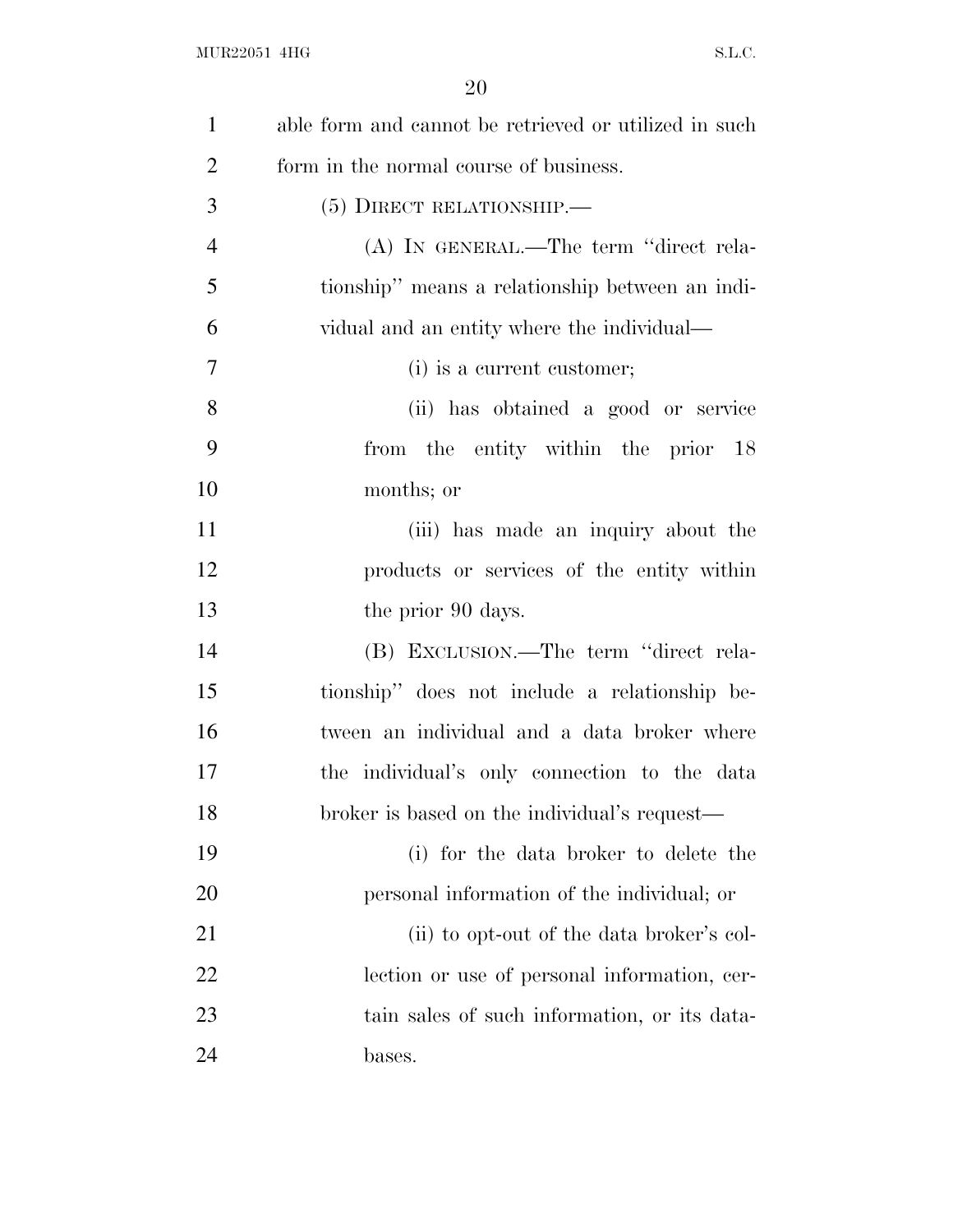able form and cannot be retrieved or utilized in such form in the normal course of business.

(5) DIRECT RELATIONSHIP.—

(A) IN GENERAL.—The term "direct relationship" means a relationship between an individual and an entity where the individual—

(i) is a current customer;

(ii) has obtained a good or service from the entity within the prior 18 months; or

(iii) has made an inquiry about the products or services of the entity within the prior 90 days.

(B) EXCLUSION.—The term "direct relationship" does not include a relationship between an individual and a data broker where the individual's only connection to the data broker is based on the individual's request—

(i) for the data broker to delete the personal information of the individual; or

(ii) to opt-out of the data broker's collection or use of personal information, certain sales of such information, or its databases.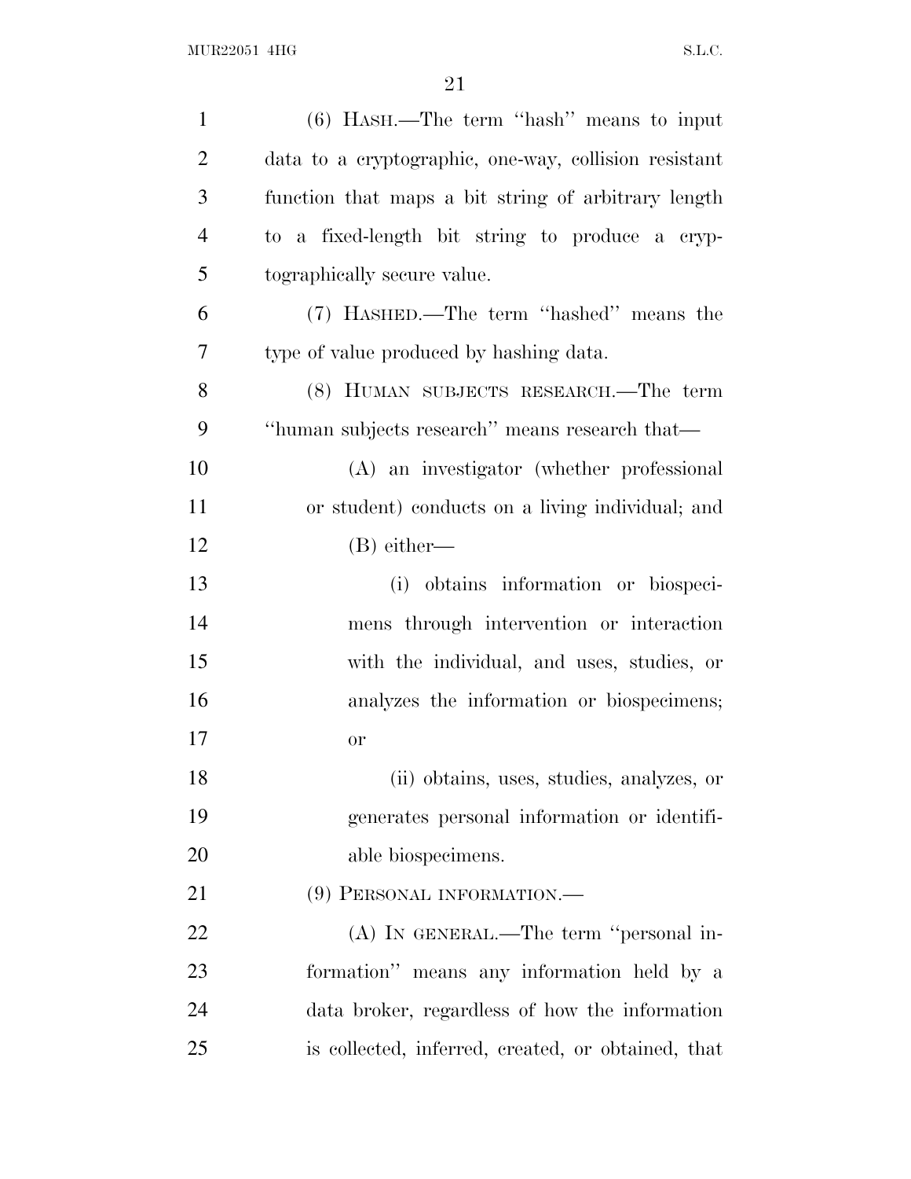(6) HASH.—The term ''hash'' means to input data to a cryptographic, one-way, collision resistant function that maps a bit string of arbitrary length to a fixed-length bit string to produce a cryptographically secure value.

(7) HASHED.—The term ''hashed'' means the type of value produced by hashing data.

(8) HUMAN SUBJECTS RESEARCH.—The term ''human subjects research'' means research that—

(A) an investigator (whether professional or student) conducts on a living individual; and

(B) either—

(i) obtains information or biospecimens through intervention or interaction with the individual, and uses, studies, or analyzes the information or biospecimens; or

(ii) obtains, uses, studies, analyzes, or generates personal information or identifiable biospecimens.

(9) PERSONAL INFORMATION.—

(A) IN GENERAL.—The term ''personal information'' means any information held by a data broker, regardless of how the information is collected, inferred, created, or obtained, that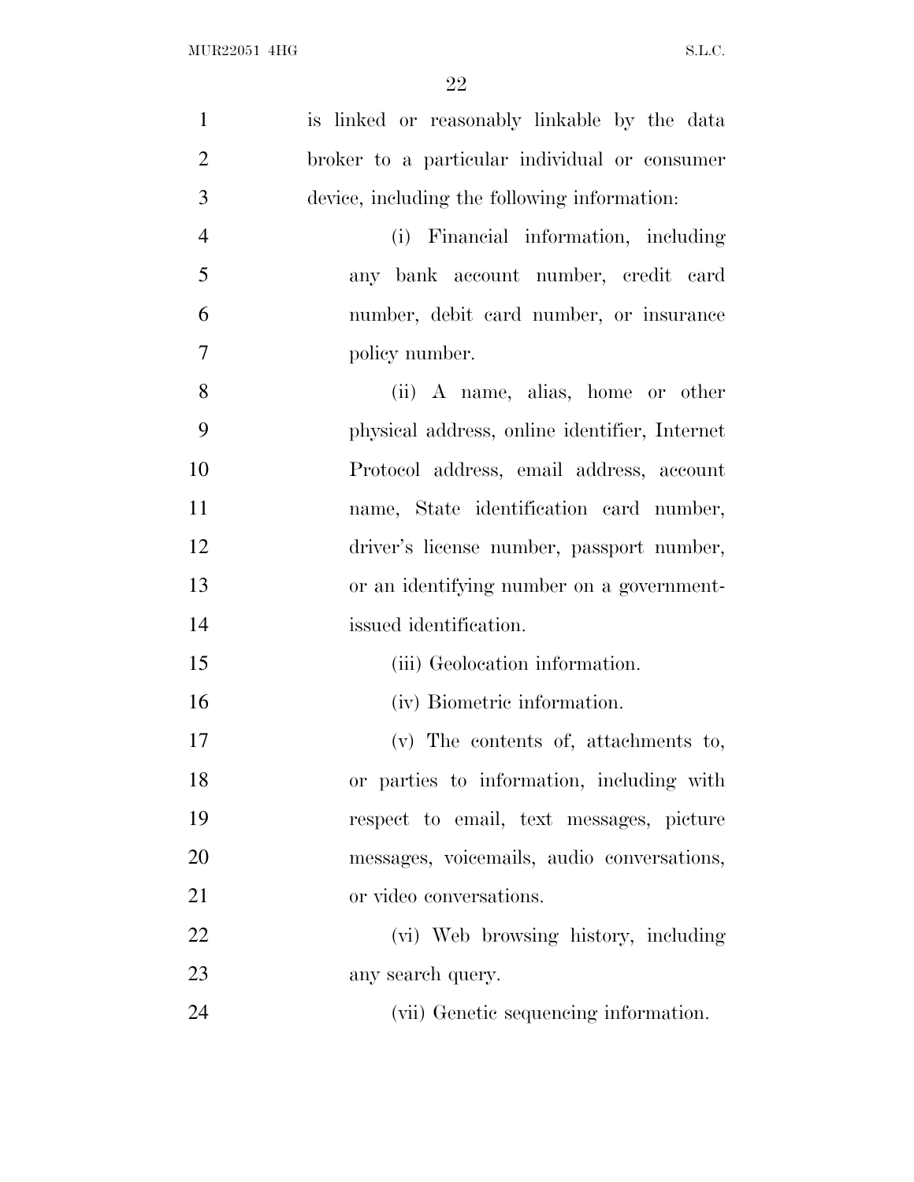is linked or reasonably linkable by the data broker to a particular individual or consumer device, including the following information:

(i) Financial information, including any bank account number, credit card number, debit card number, or insurance policy number.

(ii) A name, alias, home or other physical address, online identifier, Internet Protocol address, email address, account name, State identification card number, driver's license number, passport number, or an identifying number on a government-issued identification.

(iii) Geolocation information.

(iv) Biometric information.

(v) The contents of, attachments to, or parties to information, including with respect to email, text messages, picture messages, voicemails, audio conversations, or video conversations.

(vi) Web browsing history, including any search query.

(vii) Genetic sequencing information.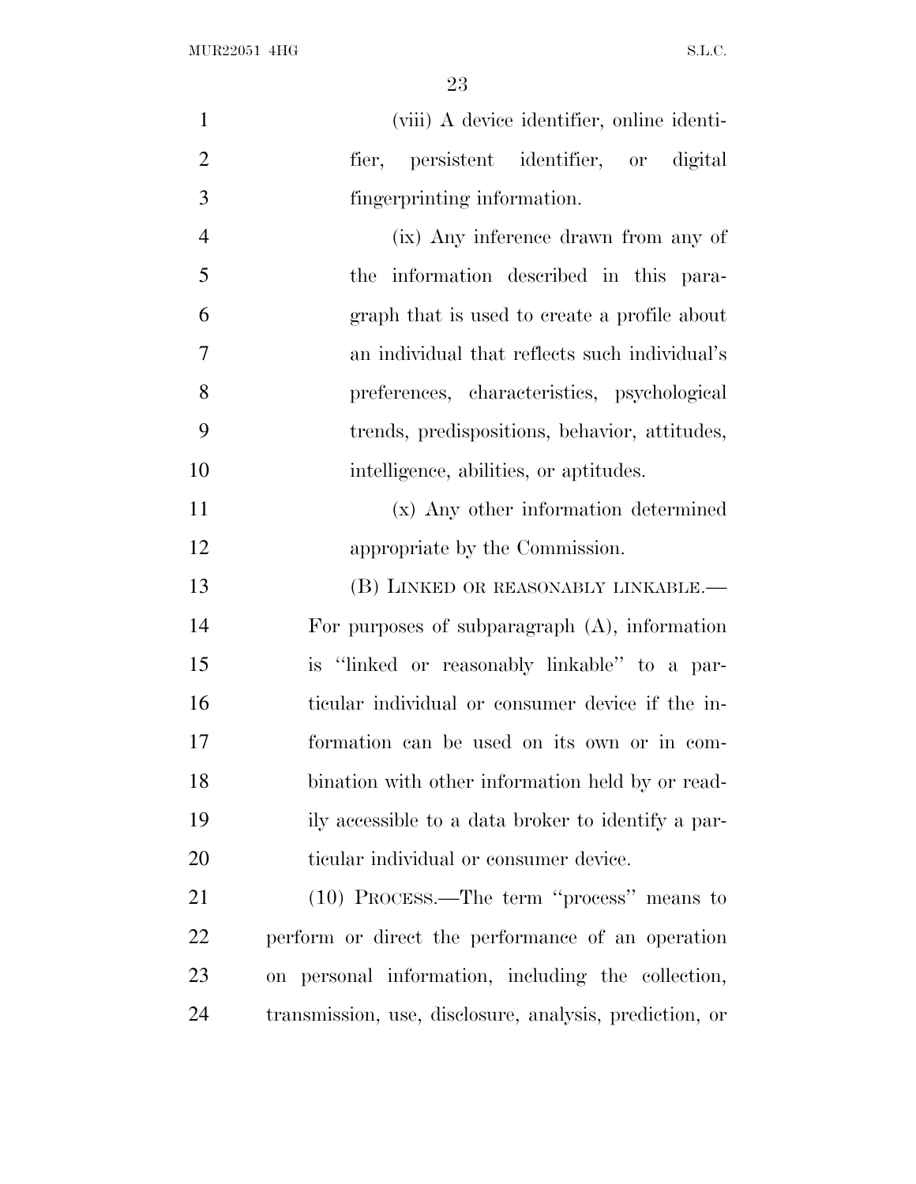(viii) A device identifier, online identifier, persistent identifier, or digital fingerprinting information.

(ix) Any inference drawn from any of the information described in this paragraph that is used to create a profile about an individual that reflects such individual's preferences, characteristics, psychological trends, predispositions, behavior, attitudes, intelligence, abilities, or aptitudes.

(x) Any other information determined appropriate by the Commission.

(B) LINKED OR REASONABLY LINKABLE.—For purposes of subparagraph (A), information is "linked or reasonably linkable" to a particular individual or consumer device if the information can be used on its own or in combination with other information held by or readily accessible to a data broker to identify a particular individual or consumer device.

(10) PROCESS.—The term "process" means to perform or direct the performance of an operation on personal information, including the collection, transmission, use, disclosure, analysis, prediction, or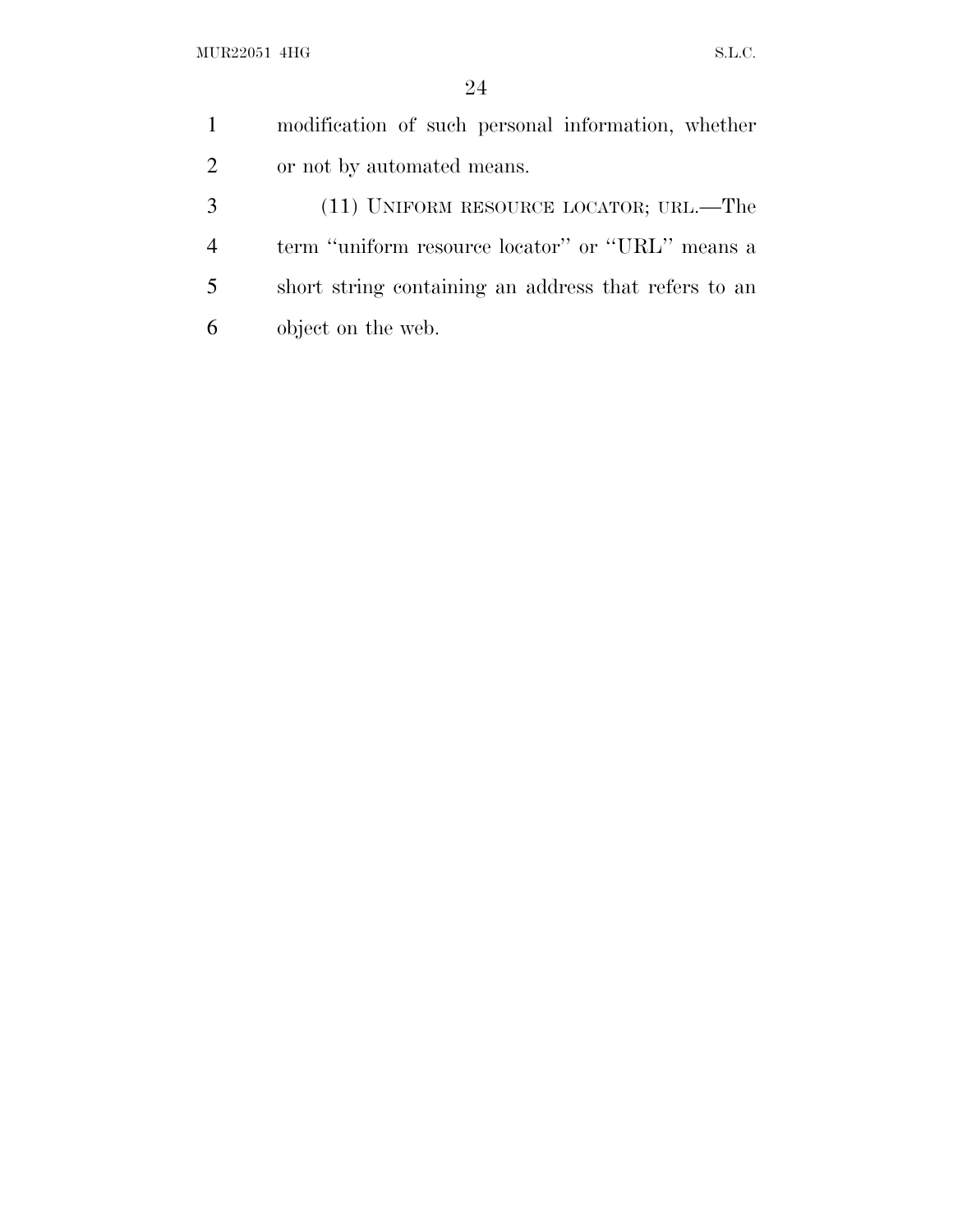modification of such personal information, whether or not by automated means.

(11) UNIFORM RESOURCE LOCATOR; URL.—The term ''uniform resource locator'' or ''URL'' means a short string containing an address that refers to an object on the web.